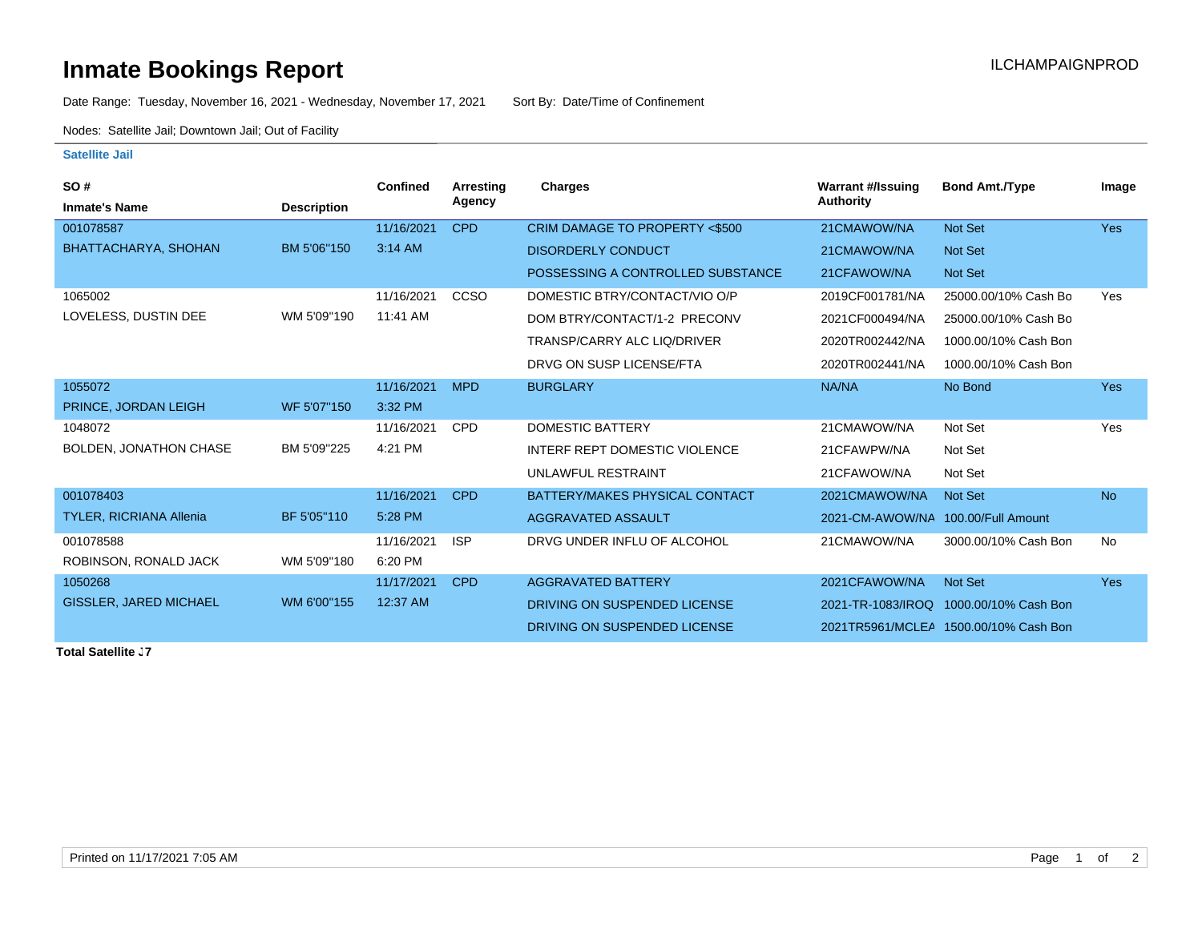# Inmate Bookings Report

ILCHAMPAIGNPROD

Date Range: Tuesday, November 16, 2021 - Wednesday, November 17, 2021 Sort By: Date/Time of Confinement

Nodes: Satellite Jail; Downtown Jail; Out of Facility

**Satellite Jail**

| SO # / Inmate's Name | Description | Confined | Arresting Agency | Charges | Warrant #/Issuing Authority | Bond Amt./Type | Image |
|---|---|---|---|---|---|---|---|
| 001078587 | | 11/16/2021 | CPD | CRIM DAMAGE TO PROPERTY <$500 | 21CMAWOW/NA | Not Set | Yes |
| BHATTACHARYA, SHOHAN | BM 5'06"150 | 3:14 AM | | DISORDERLY CONDUCT | 21CMAWOW/NA | Not Set | |
| | | | | POSSESSING A CONTROLLED SUBSTANCE | 21CFAWOW/NA | Not Set | |
| 1065002 | | 11/16/2021 | CCSO | DOMESTIC BTRY/CONTACT/VIO O/P | 2019CF001781/NA | 25000.00/10% Cash Bo | Yes |
| LOVELESS, DUSTIN DEE | WM 5'09"190 | 11:41 AM | | DOM BTRY/CONTACT/1-2 PRECONV | 2021CF000494/NA | 25000.00/10% Cash Bo | |
| | | | | TRANSP/CARRY ALC LIQ/DRIVER | 2020TR002442/NA | 1000.00/10% Cash Bon | |
| | | | | DRVG ON SUSP LICENSE/FTA | 2020TR002441/NA | 1000.00/10% Cash Bon | |
| 1055072 | | 11/16/2021 | MPD | BURGLARY | NA/NA | No Bond | Yes |
| PRINCE, JORDAN LEIGH | WF 5'07"150 | 3:32 PM | | | | | |
| 1048072 | | 11/16/2021 | CPD | DOMESTIC BATTERY | 21CMAWOW/NA | Not Set | Yes |
| BOLDEN, JONATHON CHASE | BM 5'09"225 | 4:21 PM | | INTERF REPT DOMESTIC VIOLENCE | 21CFAWPW/NA | Not Set | |
| | | | | UNLAWFUL RESTRAINT | 21CFAWOW/NA | Not Set | |
| 001078403 | | 11/16/2021 | CPD | BATTERY/MAKES PHYSICAL CONTACT | 2021CMAWOW/NA | Not Set | No |
| TYLER, RICRIANA Allenia | BF 5'05"110 | 5:28 PM | | AGGRAVATED ASSAULT | 2021-CM-AWOW/NA | 100.00/Full Amount | |
| 001078588 | | 11/16/2021 | ISP | DRVG UNDER INFLU OF ALCOHOL | 21CMAWOW/NA | 3000.00/10% Cash Bon | No |
| ROBINSON, RONALD JACK | WM 5'09"180 | 6:20 PM | | | | | |
| 1050268 | | 11/17/2021 | CPD | AGGRAVATED BATTERY | 2021CFAWOW/NA | Not Set | Yes |
| GISSLER, JARED MICHAEL | WM 6'00"155 | 12:37 AM | | DRIVING ON SUSPENDED LICENSE | 2021-TR-1083/IROQ | 1000.00/10% Cash Bon | |
| | | | | DRIVING ON SUSPENDED LICENSE | 2021TR5961/MCLEA | 1500.00/10% Cash Bon | |

**Total Satellite J7**

Printed on 11/17/2021 7:05 AM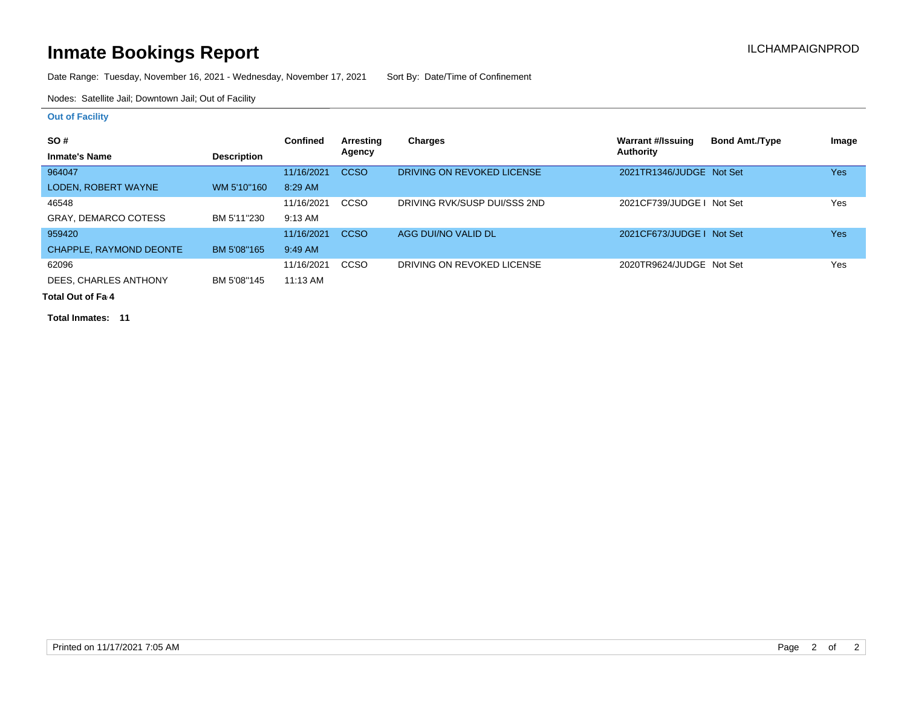# Inmate Bookings Report

ILCHAMPAIGNPROD

Date Range: Tuesday, November 16, 2021 - Wednesday, November 17, 2021 Sort By: Date/Time of Confinement

Nodes: Satellite Jail; Downtown Jail; Out of Facility

**Out of Facility**

| SO # / Inmate's Name | Description | Confined | Arresting Agency | Charges | Warrant #/Issuing Authority | Bond Amt./Type | Image |
|---|---|---|---|---|---|---|---|
| 964047<br>LODEN, ROBERT WAYNE | WM 5'10"160 | 11/16/2021<br>8:29 AM | CCSO | DRIVING ON REVOKED LICENSE | 2021TR1346/JUDGE | Not Set | Yes |
| 46548<br>GRAY, DEMARCO COTESS | BM 5'11"230 | 11/16/2021<br>9:13 AM | CCSO | DRIVING RVK/SUSP DUI/SSS 2ND | 2021CF739/JUDGE I | Not Set | Yes |
| 959420<br>CHAPPLE, RAYMOND DEONTE | BM 5'08"165 | 11/16/2021<br>9:49 AM | CCSO | AGG DUI/NO VALID DL | 2021CF673/JUDGE I | Not Set | Yes |
| 62096<br>DEES, CHARLES ANTHONY | BM 5'08"145 | 11/16/2021<br>11:13 AM | CCSO | DRIVING ON REVOKED LICENSE | 2020TR9624/JUDGE | Not Set | Yes |

**Total Out of Fa 4**

**Total Inmates: 11**

Printed on 11/17/2021 7:05 AM